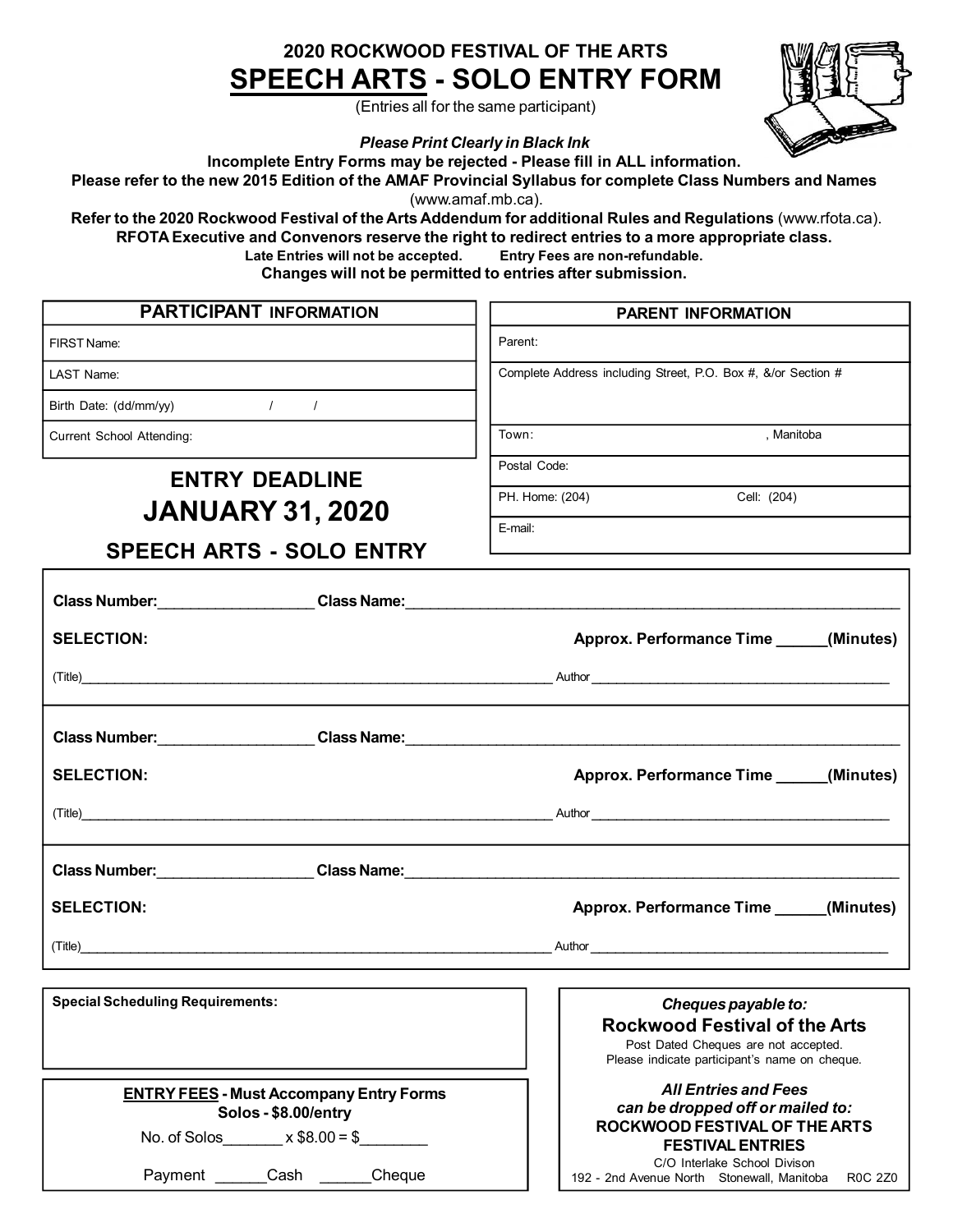## 2020 ROCKWOOD FESTIVAL OF THE ARTS

# SPEECH ARTS - SOLO ENTRY FORM

(Entries all for the same participant)

***Please Print Clearly in Black Ink***

**Incomplete Entry Forms may be rejected - Please fill in ALL information.**

**Please refer to the new 2015 Edition of the AMAF Provincial Syllabus for complete Class Numbers and Names** (www.amaf.mb.ca).

**Refer to the 2020 Rockwood Festival of the Arts Addendum for additional Rules and Regulations** (www.rfota.ca).

**RFOTA Executive and Convenors reserve the right to redirect entries to a more appropriate class.**

**Late Entries will not be accepted. Entry Fees are non-refundable.**

**Changes will not be permitted to entries after submission.**

| PARTICIPANT INFORMATION |
|---|
| FIRST Name: |
| LAST Name: |
| Birth Date: (dd/mm/yy) / / |
| Current School Attending: |

| PARENT INFORMATION | |
|---|---|
| Parent: | |
| Complete Address including Street, P.O. Box #, &/or Section # | |
| Town: | , Manitoba |
| Postal Code: | |
| PH. Home: (204) | Cell: (204) |
| E-mail: | |

## ENTRY DEADLINE

## JANUARY 31, 2020

## SPEECH ARTS - SOLO ENTRY

**Class Number:**__________________ **Class Name:**______________________________________________

**SELECTION:** **Approx. Performance Time ______(Minutes)**

(Title)______________________________________________ Author ______________________________

**Class Number:**__________________ **Class Name:**______________________________________________

**SELECTION:** **Approx. Performance Time ______(Minutes)**

(Title)______________________________________________ Author ______________________________

**Class Number:**__________________ **Class Name:**______________________________________________

**SELECTION:** **Approx. Performance Time ______(Minutes)**

(Title)______________________________________________ Author ______________________________

**Special Scheduling Requirements:**

**ENTRY FEES - Must Accompany Entry Forms**

**Solos - $8.00/entry**

No. of Solos_______ x $8.00 = $________

Payment ______Cash ______Cheque

***Cheques payable to:***

**Rockwood Festival of the Arts**

Post Dated Cheques are not accepted.

Please indicate participant's name on cheque.

***All Entries and Fees can be dropped off or mailed to:***

**ROCKWOOD FESTIVAL OF THE ARTS**

**FESTIVAL ENTRIES**

C/O Interlake School Divison

192 - 2nd Avenue North Stonewall, Manitoba R0C 2Z0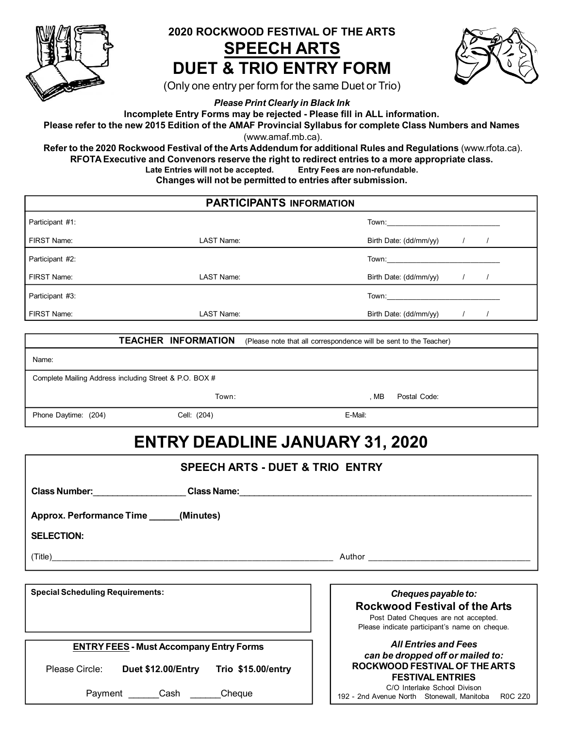# 2020 ROCKWOOD FESTIVAL OF THE ARTS

# SPEECH ARTS

# DUET & TRIO ENTRY FORM

(Only one entry per form for the same Duet or Trio)

***Please Print Clearly in Black Ink***

**Incomplete Entry Forms may be rejected - Please fill in ALL information.**

**Please refer to the new 2015 Edition of the AMAF Provincial Syllabus for complete Class Numbers and Names** (www.amaf.mb.ca).

**Refer to the 2020 Rockwood Festival of the Arts Addendum for additional Rules and Regulations** (www.rfota.ca).

**RFOTA Executive and Convenors reserve the right to redirect entries to a more appropriate class.**

**Late Entries will not be accepted. Entry Fees are non-refundable.**

**Changes will not be permitted to entries after submission.**

## PARTICIPANTS INFORMATION

Participant #1: Town:___________________________

FIRST Name: LAST Name: Birth Date: (dd/mm/yy) / /

Participant #2: Town:___________________________

FIRST Name: LAST Name: Birth Date: (dd/mm/yy) / /

Participant #3: Town:___________________________

FIRST Name: LAST Name: Birth Date: (dd/mm/yy) / /

## TEACHER INFORMATION

(Please note that all correspondence will be sent to the Teacher)

Name:

Complete Mailing Address including Street & P.O. BOX #

Town: , MB Postal Code:

Phone Daytime: (204) Cell: (204) E-Mail:

# ENTRY DEADLINE JANUARY 31, 2020

## SPEECH ARTS - DUET & TRIO ENTRY

**Class Number:**__________________ **Class Name:**_____________________________________________

**Approx. Performance Time** ______**(Minutes)**

**SELECTION:**

(Title)_____________________________________________ Author _______________________________

**Special Scheduling Requirements:**

**ENTRY FEES - Must Accompany Entry Forms**

Please Circle: **Duet $12.00/Entry** **Trio $15.00/entry**

Payment ______Cash ______Cheque

***Cheques payable to:***

**Rockwood Festival of the Arts**

Post Dated Cheques are not accepted.
Please indicate participant's name on cheque.

***All Entries and Fees can be dropped off or mailed to:***

**ROCKWOOD FESTIVAL OF THE ARTS**
**FESTIVAL ENTRIES**
C/O Interlake School Divison
192 - 2nd Avenue North Stonewall, Manitoba R0C 2Z0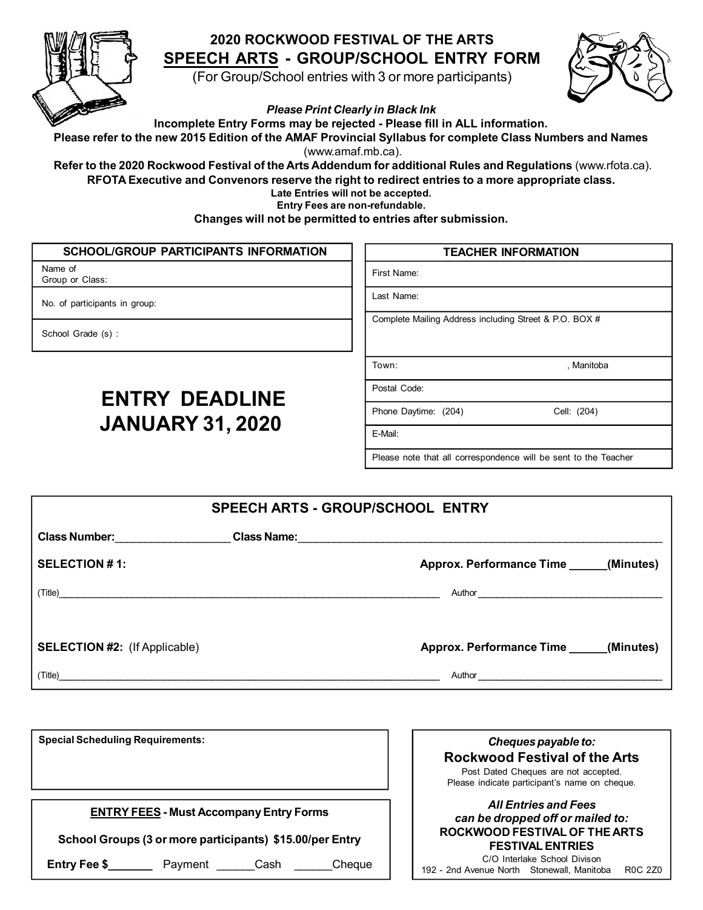# 2020 ROCKWOOD FESTIVAL OF THE ARTS
## SPEECH ARTS - GROUP/SCHOOL ENTRY FORM

(For Group/School entries with 3 or more participants)

***Please Print Clearly in Black Ink***

**Incomplete Entry Forms may be rejected - Please fill in ALL information.**

**Please refer to the new 2015 Edition of the AMAF Provincial Syllabus for complete Class Numbers and Names** (www.amaf.mb.ca).

**Refer to the 2020 Rockwood Festival of the Arts Addendum for additional Rules and Regulations** (www.rfota.ca).

**RFOTA Executive and Convenors reserve the right to redirect entries to a more appropriate class.**

**Late Entries will not be accepted.**

**Entry Fees are non-refundable.**

**Changes will not be permitted to entries after submission.**

| SCHOOL/GROUP PARTICIPANTS INFORMATION |
| --- |
| Name of Group or Class: |
| No. of participants in group: |
| School Grade (s) : |

| TEACHER INFORMATION | |
| --- | --- |
| First Name: | |
| Last Name: | |
| Complete Mailing Address including Street & P.O. BOX # | |
| Town: | , Manitoba |
| Postal Code: | |
| Phone Daytime: (204) | Cell: (204) |
| E-Mail: | |
| Please note that all correspondence will be sent to the Teacher | |

## ENTRY DEADLINE JANUARY 31, 2020

### SPEECH ARTS - GROUP/SCHOOL ENTRY

**Class Number:**__________________ **Class Name:**______________________________________________________________

**SELECTION # 1:** **Approx. Performance Time ______(Minutes)**

(Title)______________________________________________________________________ Author _________________________________

**SELECTION #2:** (If Applicable) **Approx. Performance Time ______(Minutes)**

(Title)______________________________________________________________________ Author _________________________________

**Special Scheduling Requirements:**

**ENTRY FEES - Must Accompany Entry Forms**

**School Groups (3 or more participants) $15.00/per Entry**

**Entry Fee $_______** Payment ______Cash ______Cheque

***Cheques payable to:***

**Rockwood Festival of the Arts**

Post Dated Cheques are not accepted.
Please indicate participant's name on cheque.

***All Entries and Fees can be dropped off or mailed to:***

**ROCKWOOD FESTIVAL OF THE ARTS**
**FESTIVAL ENTRIES**
C/O Interlake School Divison
192 - 2nd Avenue North Stonewall, Manitoba R0C 2Z0